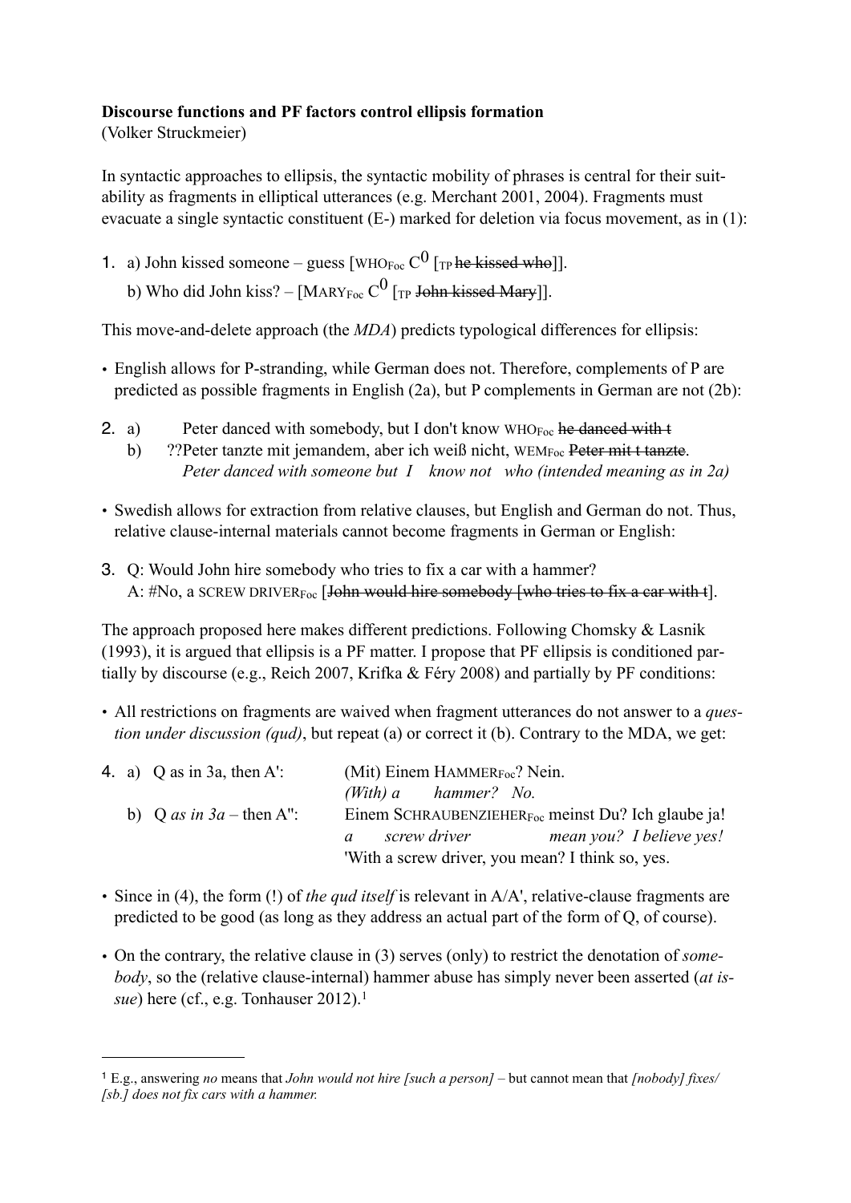**Discourse functions and PF factors control ellipsis formation**
(Volker Struckmeier)

In syntactic approaches to ellipsis, the syntactic mobility of phrases is central for their suitability as fragments in elliptical utterances (e.g. Merchant 2001, 2004). Fragments must evacuate a single syntactic constituent (E-) marked for deletion via focus movement, as in (1):

1. a) John kissed someone – guess [WHO$_{Foc}$ C$^0$ [$_{TP}$ ~~he kissed who~~]].
   b) Who did John kiss? – [MARY$_{Foc}$ C$^0$ [$_{TP}$ ~~John kissed Mary~~]].

This move-and-delete approach (the *MDA*) predicts typological differences for ellipsis:

- English allows for P-stranding, while German does not. Therefore, complements of P are predicted as possible fragments in English (2a), but P complements in German are not (2b):

2. a) Peter danced with somebody, but I don't know WHO$_{Foc}$ ~~he danced with t~~
   b) ??Peter tanzte mit jemandem, aber ich weiß nicht, WEM$_{Foc}$ ~~Peter mit t tanzte~~.
   *Peter danced with someone but I know not who (intended meaning as in 2a)*

- Swedish allows for extraction from relative clauses, but English and German do not. Thus, relative clause-internal materials cannot become fragments in German or English:

3. Q: Would John hire somebody who tries to fix a car with a hammer?
   A: #No, a SCREW DRIVER$_{Foc}$ [~~John would hire somebody [who tries to fix a car with t~~].

The approach proposed here makes different predictions. Following Chomsky & Lasnik (1993), it is argued that ellipsis is a PF matter. I propose that PF ellipsis is conditioned partially by discourse (e.g., Reich 2007, Krifka & Féry 2008) and partially by PF conditions:

- All restrictions on fragments are waived when fragment utterances do not answer to a *question under discussion (qud)*, but repeat (a) or correct it (b). Contrary to the MDA, we get:

4. a) Q as in 3a, then A': (Mit) Einem HAMMER$_{Foc}$? Nein.
   *(With) a hammer? No.*
   b) Q *as in 3a* – then A'': Einem SCHRAUBENZIEHER$_{Foc}$ meinst Du? Ich glaube ja!
   *a screw driver mean you? I believe yes!*
   'With a screw driver, you mean? I think so, yes.

- Since in (4), the form (!) of *the qud itself* is relevant in A/A', relative-clause fragments are predicted to be good (as long as they address an actual part of the form of Q, of course).

- On the contrary, the relative clause in (3) serves (only) to restrict the denotation of *somebody*, so the (relative clause-internal) hammer abuse has simply never been asserted (*at issue*) here (cf., e.g. Tonhauser 2012).[1]

---

[1] E.g., answering *no* means that *John would not hire [such a person]* – but cannot mean that *[nobody] fixes/ [sb.] does not fix cars with a hammer.*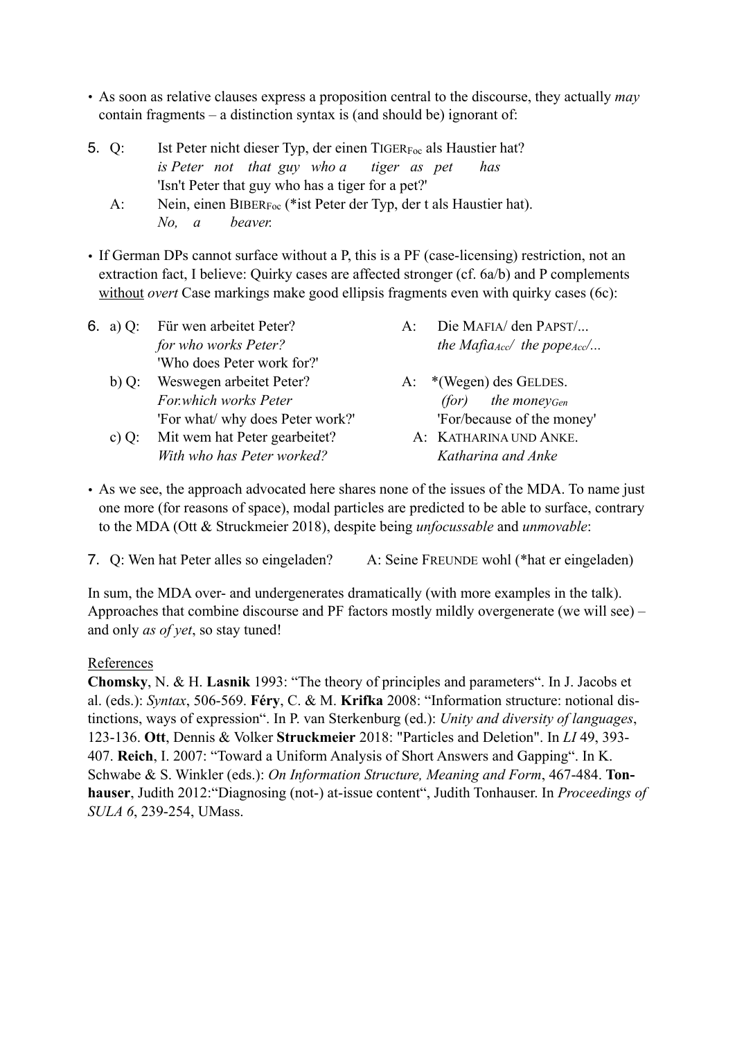- As soon as relative clauses express a proposition central to the discourse, they actually *may* contain fragments – a distinction syntax is (and should be) ignorant of:

5. Q: Ist Peter nicht dieser Typ, der einen TIGER$_{Foc}$ als Haustier hat?
   *is Peter not that guy who a tiger as pet has*
   'Isn't Peter that guy who has a tiger for a pet?'

   A: Nein, einen BIBER$_{Foc}$ (*ist Peter der Typ, der t als Haustier hat).
   *No, a beaver.*

- If German DPs cannot surface without a P, this is a PF (case-licensing) restriction, not an extraction fact, I believe: Quirky cases are affected stronger (cf. 6a/b) and P complements without *overt* Case markings make good ellipsis fragments even with quirky cases (6c):

6. a) Q: Für wen arbeitet Peter?
   *for who works Peter?*
   'Who does Peter work for?'
   A: Die MAFIA/ den PAPST/...
   *the Mafia$_{Acc}$/ the pope$_{Acc}$/...*

   b) Q: Weswegen arbeitet Peter?
   *For.which works Peter*
   'For what/ why does Peter work?'
   A: *(Wegen) des GELDES.
   *(for) the money$_{Gen}$*
   'For/because of the money'

   c) Q: Mit wem hat Peter gearbeitet?
   *With who has Peter worked?*
   A: KATHARINA UND ANKE.
   *Katharina and Anke*

- As we see, the approach advocated here shares none of the issues of the MDA. To name just one more (for reasons of space), modal particles are predicted to be able to surface, contrary to the MDA (Ott & Struckmeier 2018), despite being *unfocussable* and *unmovable*:

7. Q: Wen hat Peter alles so eingeladen? A: Seine FREUNDE wohl (*hat er eingeladen)

In sum, the MDA over- and undergenerates dramatically (with more examples in the talk). Approaches that combine discourse and PF factors mostly mildly overgenerate (we will see) – and only *as of yet*, so stay tuned!

References

**Chomsky**, N. & H. **Lasnik** 1993: "The theory of principles and parameters". In J. Jacobs et al. (eds.): *Syntax*, 506-569. **Féry**, C. & M. **Krifka** 2008: "Information structure: notional distinctions, ways of expression". In P. van Sterkenburg (ed.): *Unity and diversity of languages*, 123-136. **Ott**, Dennis & Volker **Struckmeier** 2018: "Particles and Deletion". In *LI* 49, 393-407. **Reich**, I. 2007: "Toward a Uniform Analysis of Short Answers and Gapping". In K. Schwabe & S. Winkler (eds.): *On Information Structure, Meaning and Form*, 467-484. **Tonhauser**, Judith 2012:"Diagnosing (not-) at-issue content", Judith Tonhauser. In *Proceedings of SULA 6*, 239-254, UMass.